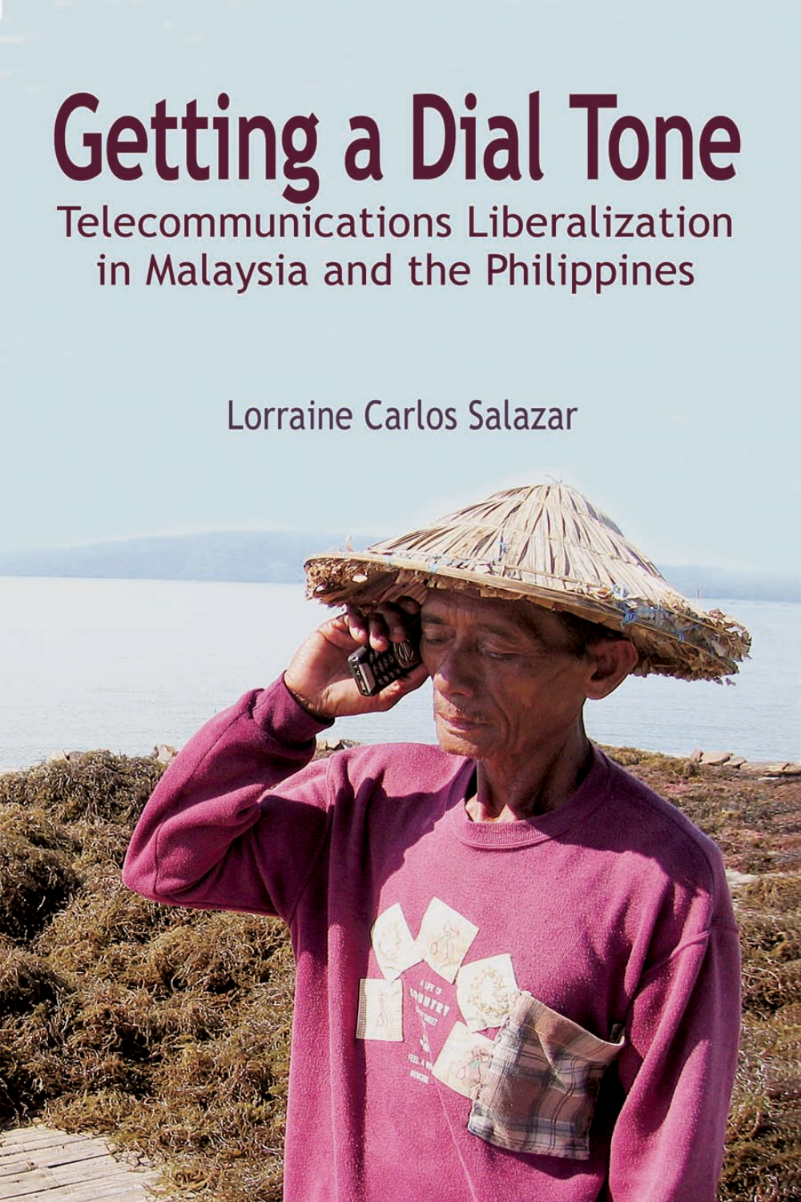# Getting a Dial Tone

## Telecommunications Liberalization in Malaysia and the Philippines

Lorraine Carlos Salazar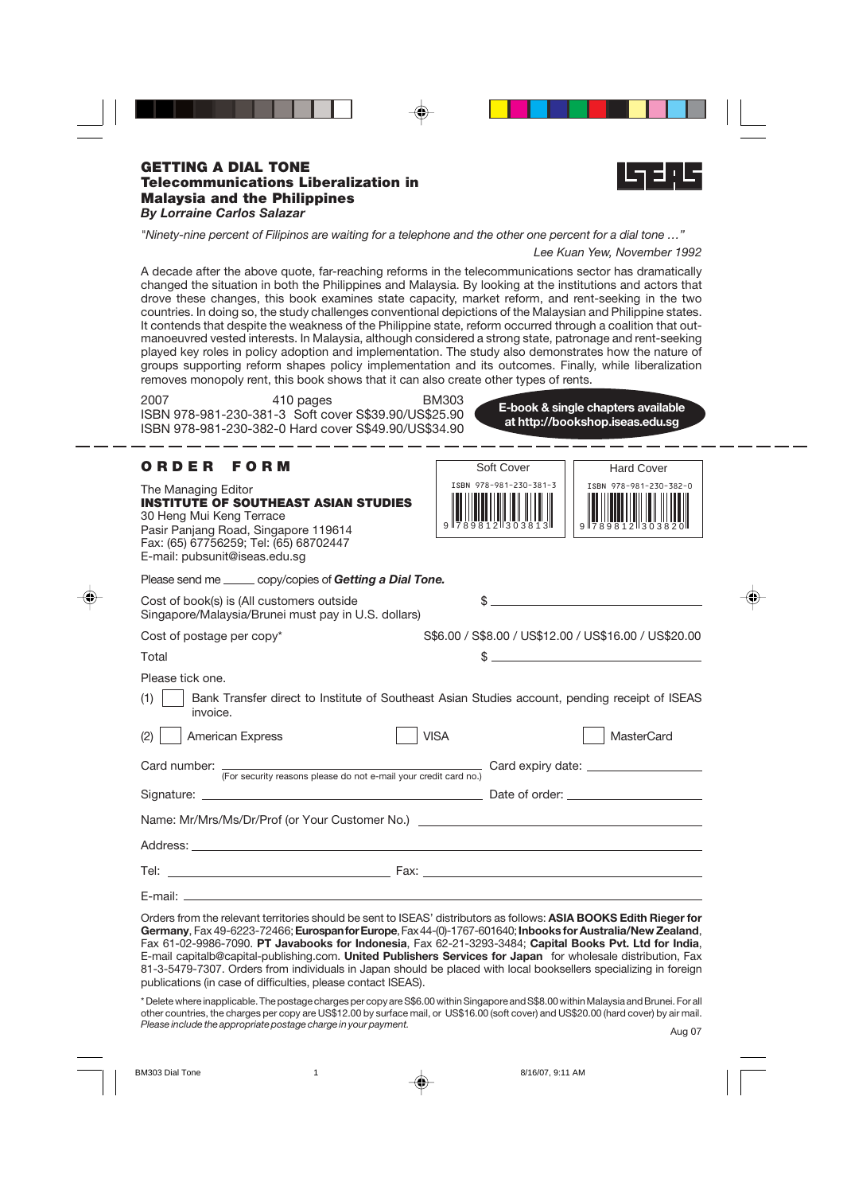# GETTING A DIAL TONE
## Telecommunications Liberalization in Malaysia and the Philippines
***By Lorraine Carlos Salazar***

*"Ninety-nine percent of Filipinos are waiting for a telephone and the other one percent for a dial tone …"*

*Lee Kuan Yew, November 1992*

A decade after the above quote, far-reaching reforms in the telecommunications sector has dramatically changed the situation in both the Philippines and Malaysia. By looking at the institutions and actors that drove these changes, this book examines state capacity, market reform, and rent-seeking in the two countries. In doing so, the study challenges conventional depictions of the Malaysian and Philippine states. It contends that despite the weakness of the Philippine state, reform occurred through a coalition that out-manoeuvred vested interests. In Malaysia, although considered a strong state, patronage and rent-seeking played key roles in policy adoption and implementation. The study also demonstrates how the nature of groups supporting reform shapes policy implementation and its outcomes. Finally, while liberalization removes monopoly rent, this book shows that it can also create other types of rents.

2007 410 pages BM303

ISBN 978-981-230-381-3 Soft cover S$39.90/US$25.90

ISBN 978-981-230-382-0 Hard cover S$49.90/US$34.90

**E-book & single chapters available at http://bookshop.iseas.edu.sg**

---

# ORDER FORM

Soft Cover: ISBN 978-981-230-381-3

Hard Cover: ISBN 978-981-230-382-0

The Managing Editor
**INSTITUTE OF SOUTHEAST ASIAN STUDIES**
30 Heng Mui Keng Terrace
Pasir Panjang Road, Singapore 119614
Fax: (65) 67756259; Tel: (65) 68702447
E-mail: pubsunit@iseas.edu.sg

Please send me _____ copy/copies of ***Getting a Dial Tone.***

Cost of book(s) is (All customers outside Singapore/Malaysia/Brunei must pay in U.S. dollars) $ ____________

Cost of postage per copy* S$6.00 / S$8.00 / US$12.00 / US$16.00 / US$20.00

Total $ ____________

Please tick one.

(1) ☐ Bank Transfer direct to Institute of Southeast Asian Studies account, pending receipt of ISEAS invoice.

(2) ☐ American Express ☐ VISA ☐ MasterCard

Card number: ____________ (For security reasons please do not e-mail your credit card no.) Card expiry date: ____________

Signature: ____________ Date of order: ____________

Name: Mr/Mrs/Ms/Dr/Prof (or Your Customer No.) ____________

Address: ____________

Tel: ____________ Fax: ____________

E-mail: ____________

Orders from the relevant territories should be sent to ISEAS' distributors as follows: **ASIA BOOKS Edith Rieger for Germany**, Fax 49-6223-72466; **Eurospan for Europe**, Fax 44-(0)-1767-601640; **Inbooks for Australia/New Zealand**, Fax 61-02-9986-7090. **PT Javabooks for Indonesia**, Fax 62-21-3293-3484; **Capital Books Pvt. Ltd for India**, E-mail capitalb@capital-publishing.com. **United Publishers Services for Japan** for wholesale distribution, Fax 81-3-5479-7307. Orders from individuals in Japan should be placed with local booksellers specializing in foreign publications (in case of difficulties, please contact ISEAS).

\* Delete where inapplicable. The postage charges per copy are S$6.00 within Singapore and S$8.00 within Malaysia and Brunei. For all other countries, the charges per copy are US$12.00 by surface mail, or US$16.00 (soft cover) and US$20.00 (hard cover) by air mail. *Please include the appropriate postage charge in your payment.*

Aug 07